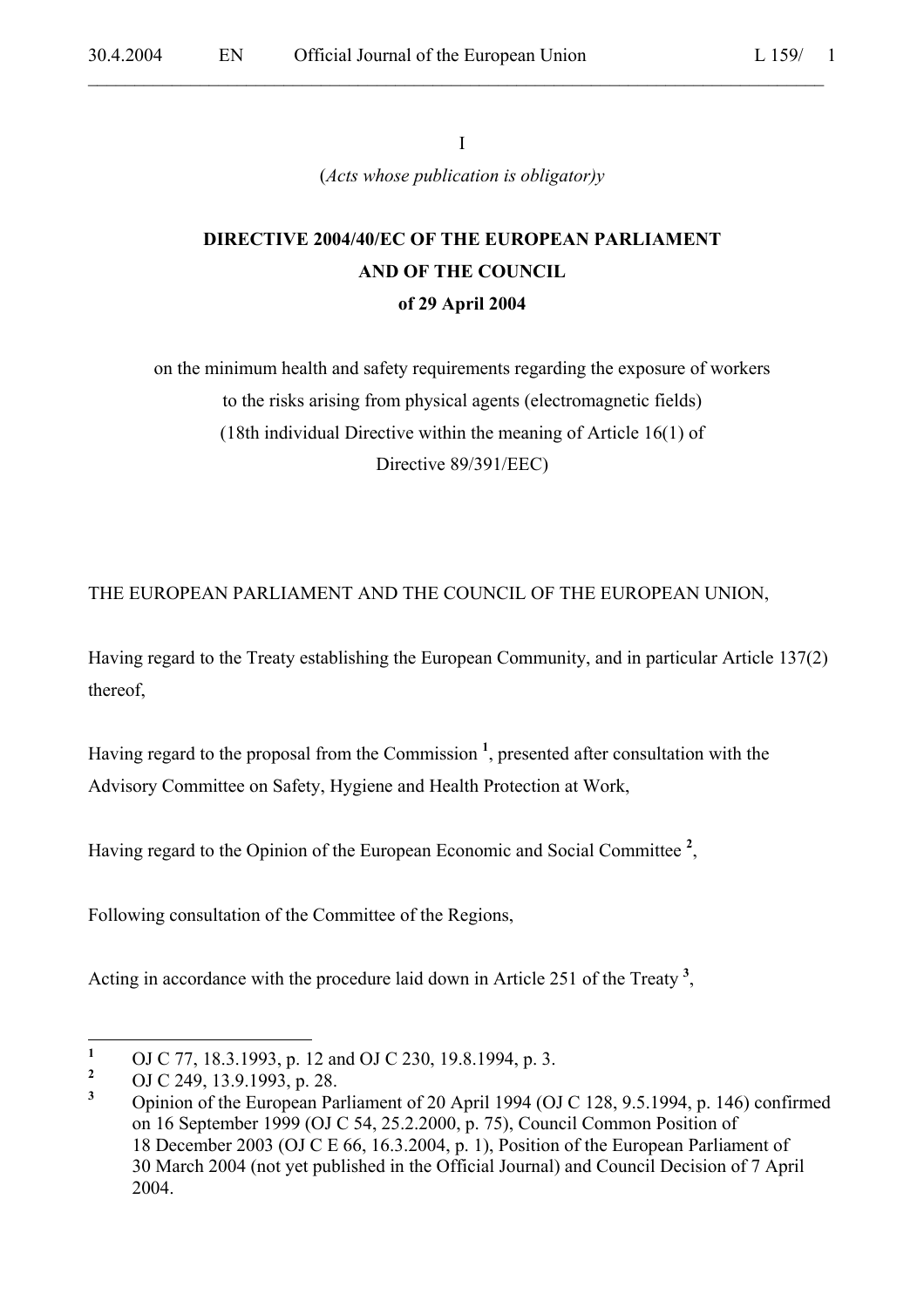I

(*Acts whose publication is obligator)y*

**DIRECTIVE 2004/40/EC OF THE EUROPEAN PARLIAMENT AND OF THE COUNCIL of 29 April 2004**

on the minimum health and safety requirements regarding the exposure of workers to the risks arising from physical agents (electromagnetic fields) (18th individual Directive within the meaning of Article 16(1) of Directive 89/391/EEC)

THE EUROPEAN PARLIAMENT AND THE COUNCIL OF THE EUROPEAN UNION,

Having regard to the Treaty establishing the European Community, and in particular Article 137(2) thereof,

Having regard to the proposal from the Commission [1], presented after consultation with the Advisory Committee on Safety, Hygiene and Health Protection at Work,

Having regard to the Opinion of the European Economic and Social Committee [2],

Following consultation of the Committee of the Regions,

Acting in accordance with the procedure laid down in Article 251 of the Treaty [3],

---

[1] OJ C 77, 18.3.1993, p. 12 and OJ C 230, 19.8.1994, p. 3.

[2] OJ C 249, 13.9.1993, p. 28.

[3] Opinion of the European Parliament of 20 April 1994 (OJ C 128, 9.5.1994, p. 146) confirmed on 16 September 1999 (OJ C 54, 25.2.2000, p. 75), Council Common Position of 18 December 2003 (OJ C E 66, 16.3.2004, p. 1), Position of the European Parliament of 30 March 2004 (not yet published in the Official Journal) and Council Decision of 7 April 2004.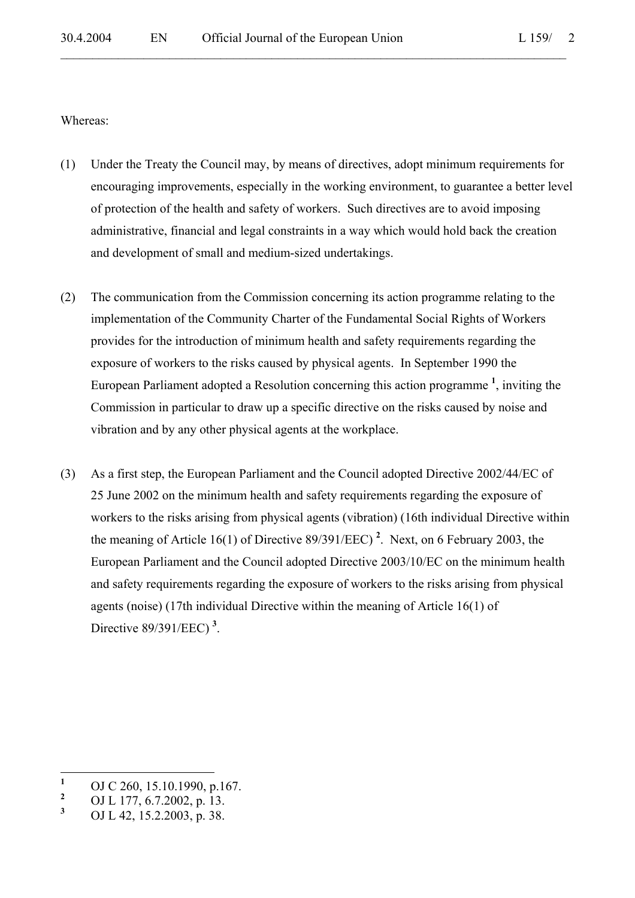Whereas:

(1) Under the Treaty the Council may, by means of directives, adopt minimum requirements for encouraging improvements, especially in the working environment, to guarantee a better level of protection of the health and safety of workers. Such directives are to avoid imposing administrative, financial and legal constraints in a way which would hold back the creation and development of small and medium-sized undertakings.

(2) The communication from the Commission concerning its action programme relating to the implementation of the Community Charter of the Fundamental Social Rights of Workers provides for the introduction of minimum health and safety requirements regarding the exposure of workers to the risks caused by physical agents. In September 1990 the European Parliament adopted a Resolution concerning this action programme [1], inviting the Commission in particular to draw up a specific directive on the risks caused by noise and vibration and by any other physical agents at the workplace.

(3) As a first step, the European Parliament and the Council adopted Directive 2002/44/EC of 25 June 2002 on the minimum health and safety requirements regarding the exposure of workers to the risks arising from physical agents (vibration) (16th individual Directive within the meaning of Article 16(1) of Directive 89/391/EEC) [2]. Next, on 6 February 2003, the European Parliament and the Council adopted Directive 2003/10/EC on the minimum health and safety requirements regarding the exposure of workers to the risks arising from physical agents (noise) (17th individual Directive within the meaning of Article 16(1) of Directive 89/391/EEC) [3].

---

[1] OJ C 260, 15.10.1990, p.167.

[2] OJ L 177, 6.7.2002, p. 13.

[3] OJ L 42, 15.2.2003, p. 38.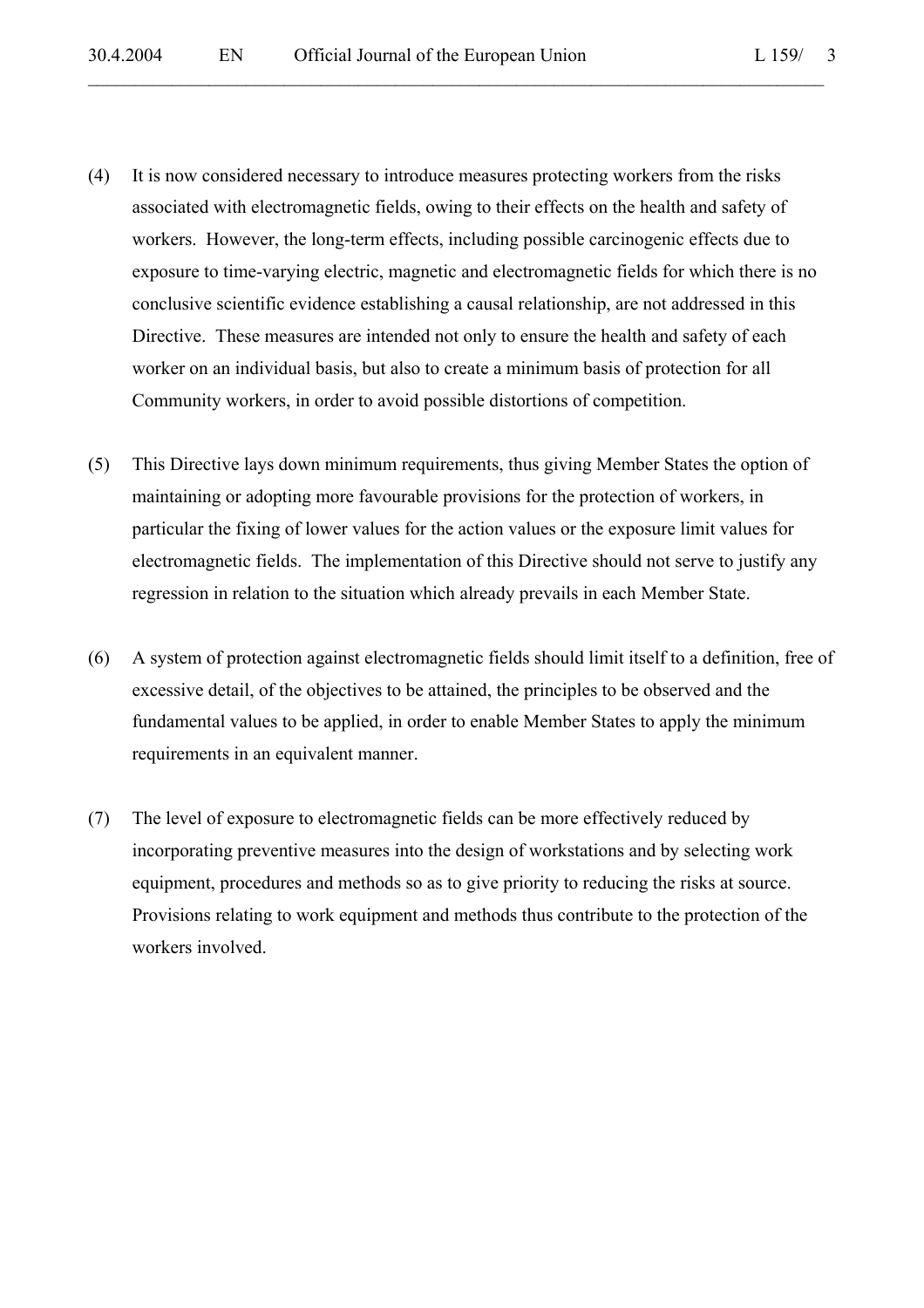(4) It is now considered necessary to introduce measures protecting workers from the risks associated with electromagnetic fields, owing to their effects on the health and safety of workers. However, the long-term effects, including possible carcinogenic effects due to exposure to time-varying electric, magnetic and electromagnetic fields for which there is no conclusive scientific evidence establishing a causal relationship, are not addressed in this Directive. These measures are intended not only to ensure the health and safety of each worker on an individual basis, but also to create a minimum basis of protection for all Community workers, in order to avoid possible distortions of competition.

(5) This Directive lays down minimum requirements, thus giving Member States the option of maintaining or adopting more favourable provisions for the protection of workers, in particular the fixing of lower values for the action values or the exposure limit values for electromagnetic fields. The implementation of this Directive should not serve to justify any regression in relation to the situation which already prevails in each Member State.

(6) A system of protection against electromagnetic fields should limit itself to a definition, free of excessive detail, of the objectives to be attained, the principles to be observed and the fundamental values to be applied, in order to enable Member States to apply the minimum requirements in an equivalent manner.

(7) The level of exposure to electromagnetic fields can be more effectively reduced by incorporating preventive measures into the design of workstations and by selecting work equipment, procedures and methods so as to give priority to reducing the risks at source. Provisions relating to work equipment and methods thus contribute to the protection of the workers involved.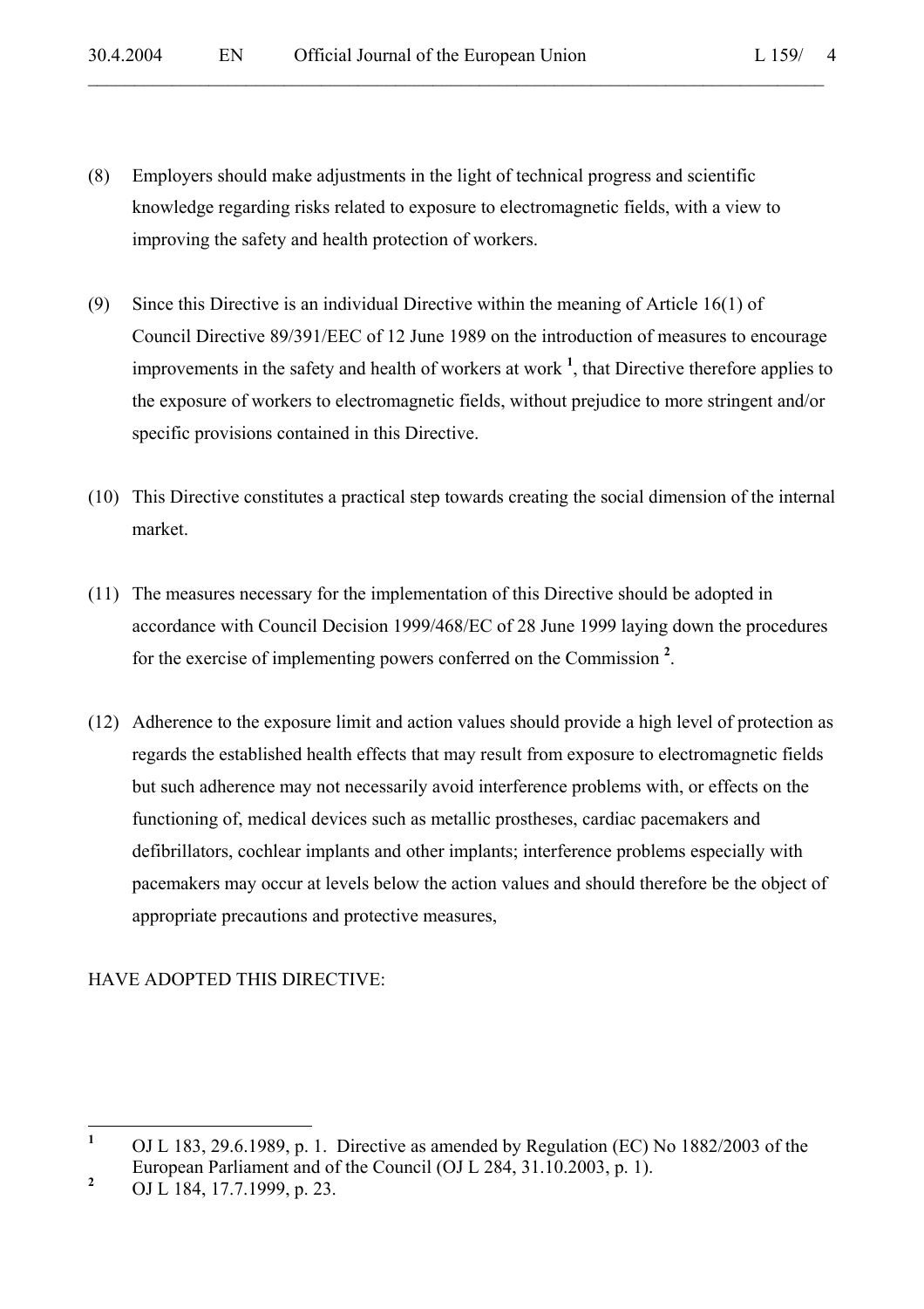(8) Employers should make adjustments in the light of technical progress and scientific knowledge regarding risks related to exposure to electromagnetic fields, with a view to improving the safety and health protection of workers.

(9) Since this Directive is an individual Directive within the meaning of Article 16(1) of Council Directive 89/391/EEC of 12 June 1989 on the introduction of measures to encourage improvements in the safety and health of workers at work [1], that Directive therefore applies to the exposure of workers to electromagnetic fields, without prejudice to more stringent and/or specific provisions contained in this Directive.

(10) This Directive constitutes a practical step towards creating the social dimension of the internal market.

(11) The measures necessary for the implementation of this Directive should be adopted in accordance with Council Decision 1999/468/EC of 28 June 1999 laying down the procedures for the exercise of implementing powers conferred on the Commission [2].

(12) Adherence to the exposure limit and action values should provide a high level of protection as regards the established health effects that may result from exposure to electromagnetic fields but such adherence may not necessarily avoid interference problems with, or effects on the functioning of, medical devices such as metallic prostheses, cardiac pacemakers and defibrillators, cochlear implants and other implants; interference problems especially with pacemakers may occur at levels below the action values and should therefore be the object of appropriate precautions and protective measures,

HAVE ADOPTED THIS DIRECTIVE:

---

[1] OJ L 183, 29.6.1989, p. 1. Directive as amended by Regulation (EC) No 1882/2003 of the European Parliament and of the Council (OJ L 284, 31.10.2003, p. 1).

[2] OJ L 184, 17.7.1999, p. 23.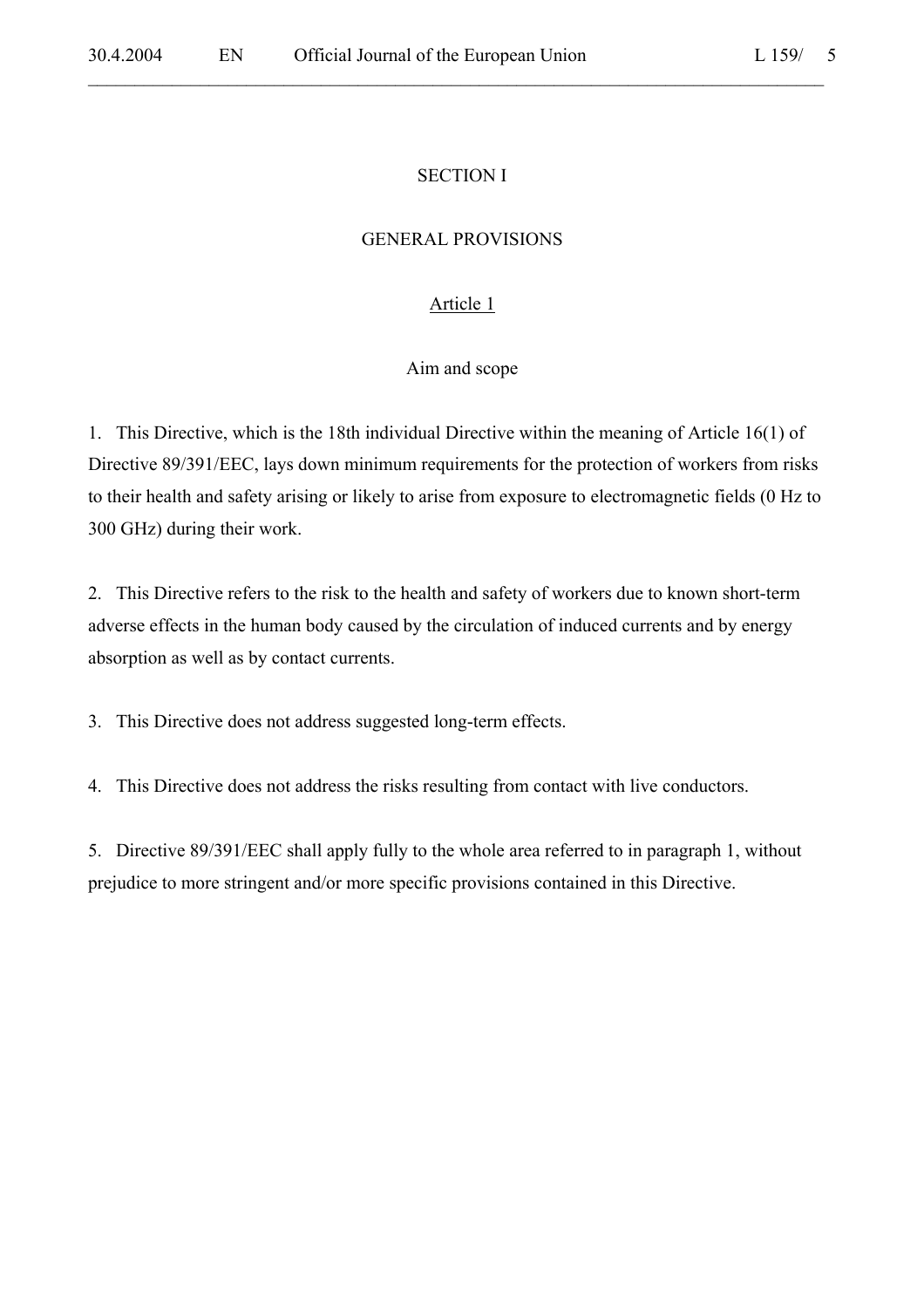## SECTION I

## GENERAL PROVISIONS

### Article 1

### Aim and scope

1. This Directive, which is the 18th individual Directive within the meaning of Article 16(1) of Directive 89/391/EEC, lays down minimum requirements for the protection of workers from risks to their health and safety arising or likely to arise from exposure to electromagnetic fields (0 Hz to 300 GHz) during their work.

2. This Directive refers to the risk to the health and safety of workers due to known short-term adverse effects in the human body caused by the circulation of induced currents and by energy absorption as well as by contact currents.

3. This Directive does not address suggested long-term effects.

4. This Directive does not address the risks resulting from contact with live conductors.

5. Directive 89/391/EEC shall apply fully to the whole area referred to in paragraph 1, without prejudice to more stringent and/or more specific provisions contained in this Directive.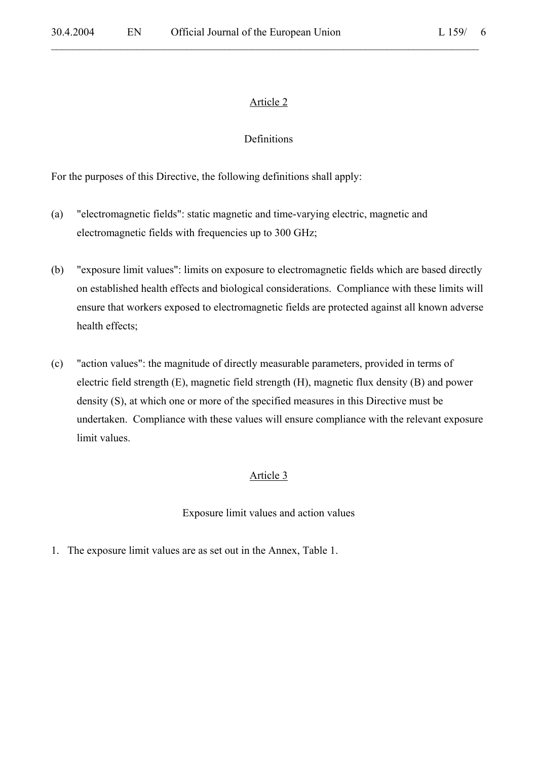## Article 2

### Definitions

For the purposes of this Directive, the following definitions shall apply:

(a) "electromagnetic fields": static magnetic and time-varying electric, magnetic and electromagnetic fields with frequencies up to 300 GHz;

(b) "exposure limit values": limits on exposure to electromagnetic fields which are based directly on established health effects and biological considerations. Compliance with these limits will ensure that workers exposed to electromagnetic fields are protected against all known adverse health effects;

(c) "action values": the magnitude of directly measurable parameters, provided in terms of electric field strength (E), magnetic field strength (H), magnetic flux density (B) and power density (S), at which one or more of the specified measures in this Directive must be undertaken. Compliance with these values will ensure compliance with the relevant exposure limit values.

## Article 3

### Exposure limit values and action values

1. The exposure limit values are as set out in the Annex, Table 1.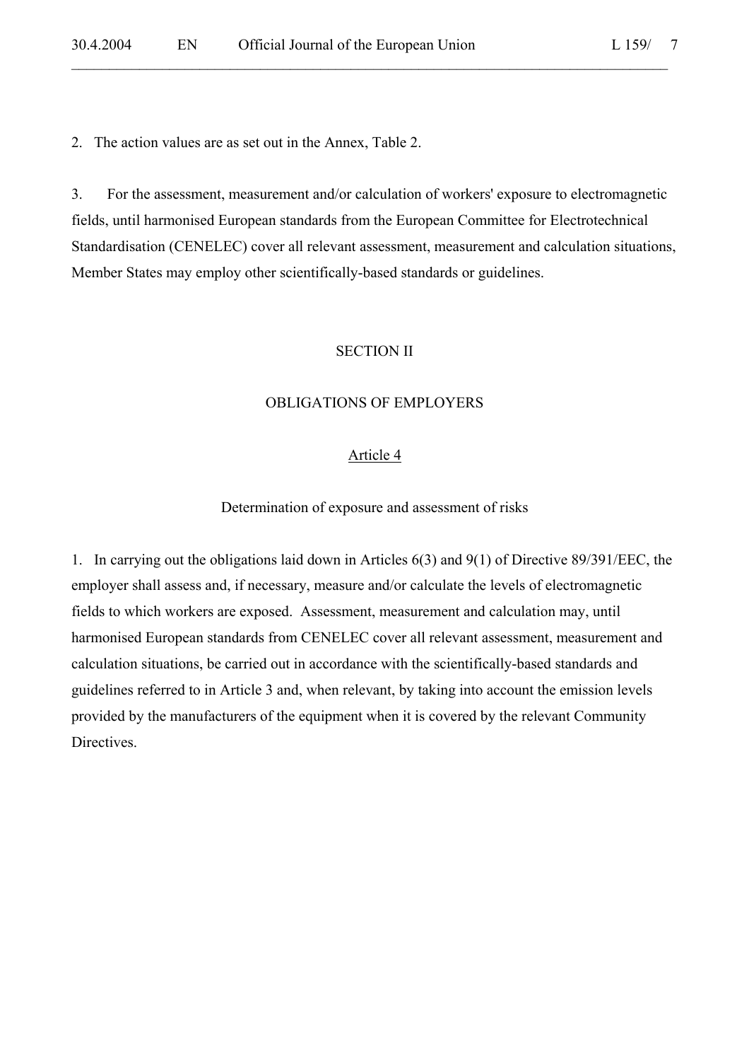2. The action values are as set out in the Annex, Table 2.

3. For the assessment, measurement and/or calculation of workers' exposure to electromagnetic fields, until harmonised European standards from the European Committee for Electrotechnical Standardisation (CENELEC) cover all relevant assessment, measurement and calculation situations, Member States may employ other scientifically-based standards or guidelines.

## SECTION II

## OBLIGATIONS OF EMPLOYERS

### Article 4

### Determination of exposure and assessment of risks

1. In carrying out the obligations laid down in Articles 6(3) and 9(1) of Directive 89/391/EEC, the employer shall assess and, if necessary, measure and/or calculate the levels of electromagnetic fields to which workers are exposed. Assessment, measurement and calculation may, until harmonised European standards from CENELEC cover all relevant assessment, measurement and calculation situations, be carried out in accordance with the scientifically-based standards and guidelines referred to in Article 3 and, when relevant, by taking into account the emission levels provided by the manufacturers of the equipment when it is covered by the relevant Community Directives.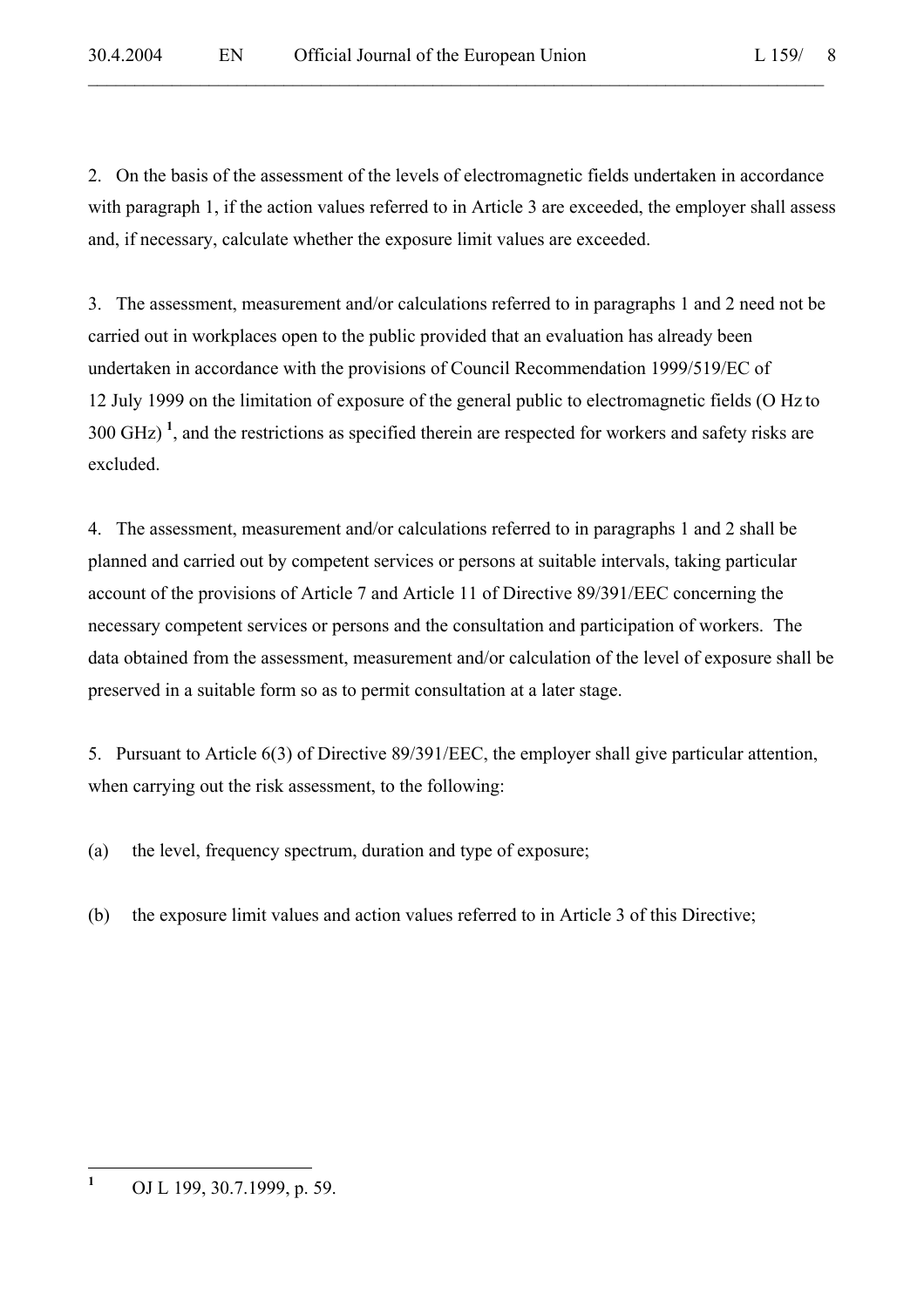2. On the basis of the assessment of the levels of electromagnetic fields undertaken in accordance with paragraph 1, if the action values referred to in Article 3 are exceeded, the employer shall assess and, if necessary, calculate whether the exposure limit values are exceeded.

3. The assessment, measurement and/or calculations referred to in paragraphs 1 and 2 need not be carried out in workplaces open to the public provided that an evaluation has already been undertaken in accordance with the provisions of Council Recommendation 1999/519/EC of 12 July 1999 on the limitation of exposure of the general public to electromagnetic fields (O Hz to 300 GHz) [1], and the restrictions as specified therein are respected for workers and safety risks are excluded.

4. The assessment, measurement and/or calculations referred to in paragraphs 1 and 2 shall be planned and carried out by competent services or persons at suitable intervals, taking particular account of the provisions of Article 7 and Article 11 of Directive 89/391/EEC concerning the necessary competent services or persons and the consultation and participation of workers. The data obtained from the assessment, measurement and/or calculation of the level of exposure shall be preserved in a suitable form so as to permit consultation at a later stage.

5. Pursuant to Article 6(3) of Directive 89/391/EEC, the employer shall give particular attention, when carrying out the risk assessment, to the following:

(a) the level, frequency spectrum, duration and type of exposure;

(b) the exposure limit values and action values referred to in Article 3 of this Directive;

---

[1] OJ L 199, 30.7.1999, p. 59.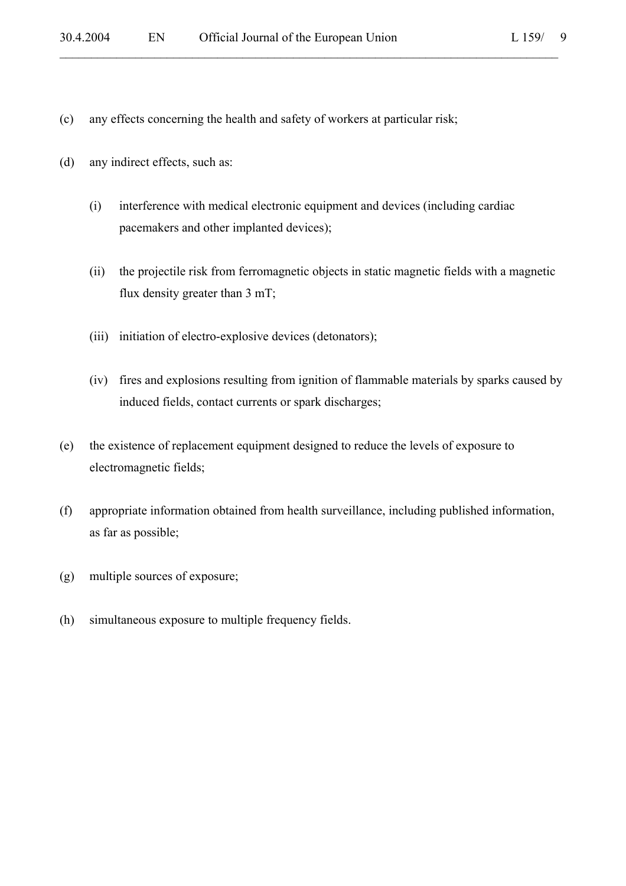(c) any effects concerning the health and safety of workers at particular risk;

(d) any indirect effects, such as:

  (i) interference with medical electronic equipment and devices (including cardiac pacemakers and other implanted devices);

  (ii) the projectile risk from ferromagnetic objects in static magnetic fields with a magnetic flux density greater than 3 mT;

  (iii) initiation of electro-explosive devices (detonators);

  (iv) fires and explosions resulting from ignition of flammable materials by sparks caused by induced fields, contact currents or spark discharges;

(e) the existence of replacement equipment designed to reduce the levels of exposure to electromagnetic fields;

(f) appropriate information obtained from health surveillance, including published information, as far as possible;

(g) multiple sources of exposure;

(h) simultaneous exposure to multiple frequency fields.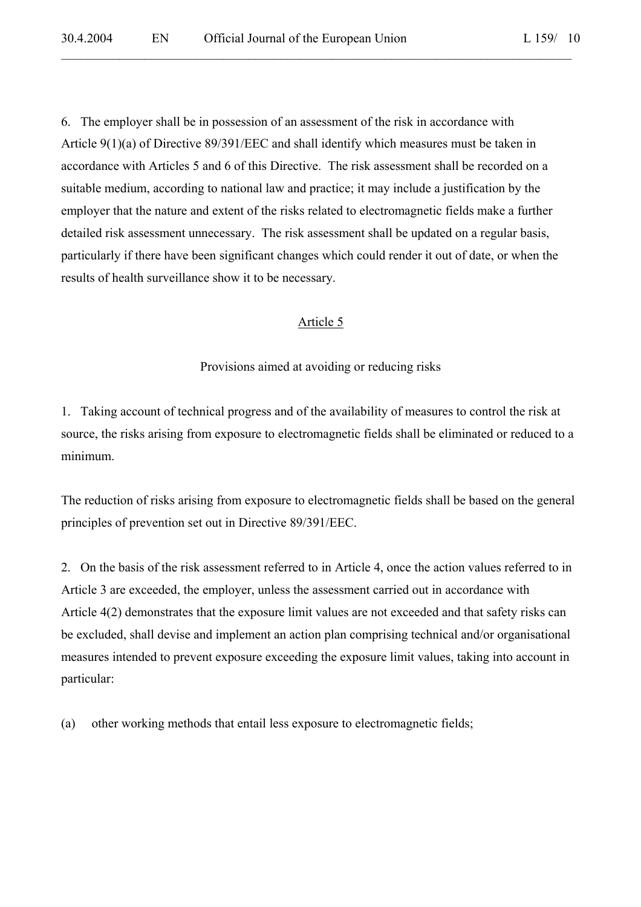6. The employer shall be in possession of an assessment of the risk in accordance with Article 9(1)(a) of Directive 89/391/EEC and shall identify which measures must be taken in accordance with Articles 5 and 6 of this Directive. The risk assessment shall be recorded on a suitable medium, according to national law and practice; it may include a justification by the employer that the nature and extent of the risks related to electromagnetic fields make a further detailed risk assessment unnecessary. The risk assessment shall be updated on a regular basis, particularly if there have been significant changes which could render it out of date, or when the results of health surveillance show it to be necessary.

## Article 5

### Provisions aimed at avoiding or reducing risks

1. Taking account of technical progress and of the availability of measures to control the risk at source, the risks arising from exposure to electromagnetic fields shall be eliminated or reduced to a minimum.

The reduction of risks arising from exposure to electromagnetic fields shall be based on the general principles of prevention set out in Directive 89/391/EEC.

2. On the basis of the risk assessment referred to in Article 4, once the action values referred to in Article 3 are exceeded, the employer, unless the assessment carried out in accordance with Article 4(2) demonstrates that the exposure limit values are not exceeded and that safety risks can be excluded, shall devise and implement an action plan comprising technical and/or organisational measures intended to prevent exposure exceeding the exposure limit values, taking into account in particular:

(a) other working methods that entail less exposure to electromagnetic fields;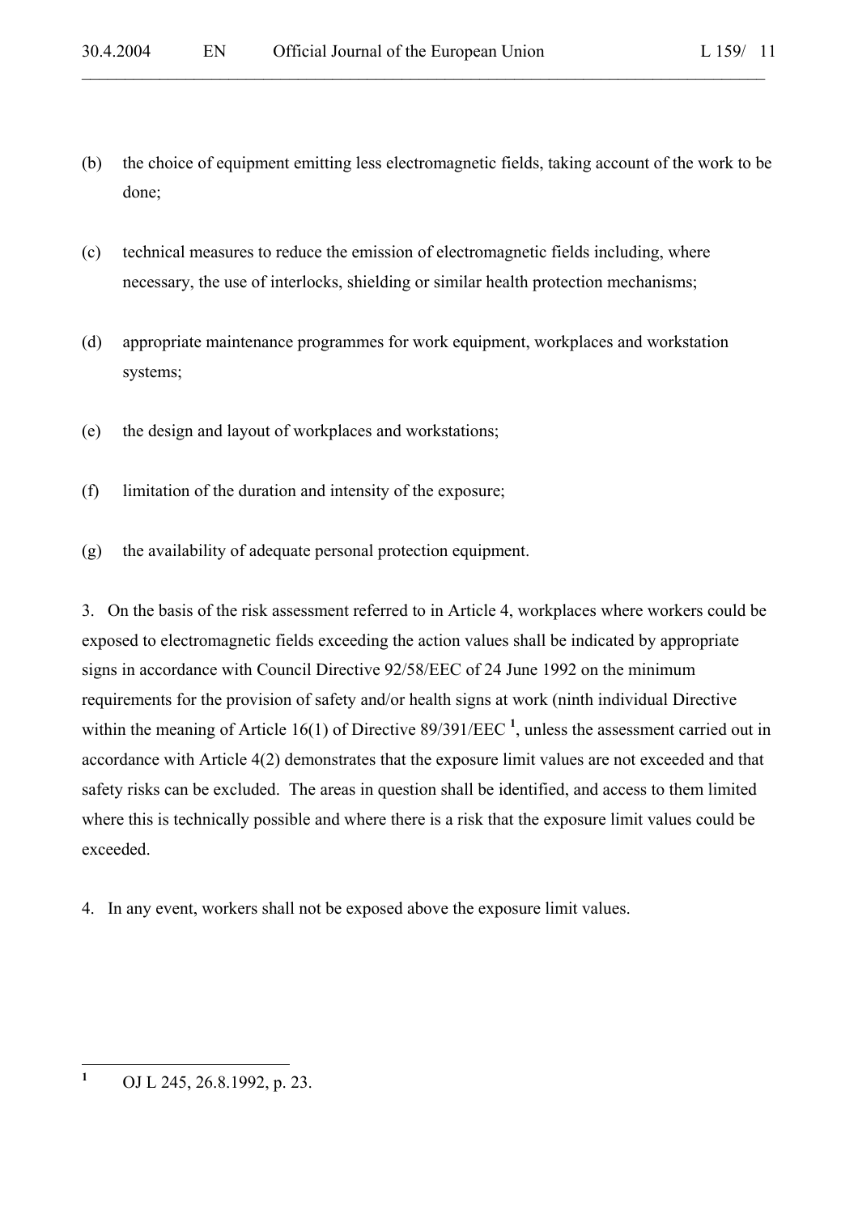(b) the choice of equipment emitting less electromagnetic fields, taking account of the work to be done;

(c) technical measures to reduce the emission of electromagnetic fields including, where necessary, the use of interlocks, shielding or similar health protection mechanisms;

(d) appropriate maintenance programmes for work equipment, workplaces and workstation systems;

(e) the design and layout of workplaces and workstations;

(f) limitation of the duration and intensity of the exposure;

(g) the availability of adequate personal protection equipment.

3. On the basis of the risk assessment referred to in Article 4, workplaces where workers could be exposed to electromagnetic fields exceeding the action values shall be indicated by appropriate signs in accordance with Council Directive 92/58/EEC of 24 June 1992 on the minimum requirements for the provision of safety and/or health signs at work (ninth individual Directive within the meaning of Article 16(1) of Directive 89/391/EEC [1], unless the assessment carried out in accordance with Article 4(2) demonstrates that the exposure limit values are not exceeded and that safety risks can be excluded. The areas in question shall be identified, and access to them limited where this is technically possible and where there is a risk that the exposure limit values could be exceeded.

4. In any event, workers shall not be exposed above the exposure limit values.

---

[1] OJ L 245, 26.8.1992, p. 23.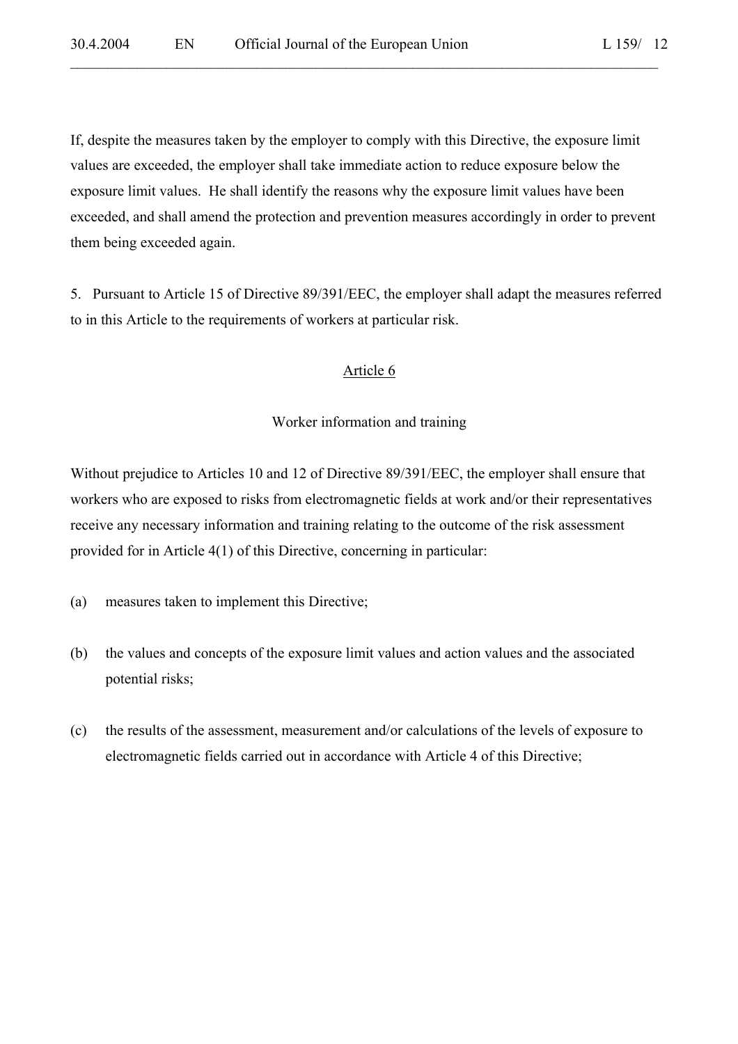If, despite the measures taken by the employer to comply with this Directive, the exposure limit values are exceeded, the employer shall take immediate action to reduce exposure below the exposure limit values. He shall identify the reasons why the exposure limit values have been exceeded, and shall amend the protection and prevention measures accordingly in order to prevent them being exceeded again.

5. Pursuant to Article 15 of Directive 89/391/EEC, the employer shall adapt the measures referred to in this Article to the requirements of workers at particular risk.

## Article 6

### Worker information and training

Without prejudice to Articles 10 and 12 of Directive 89/391/EEC, the employer shall ensure that workers who are exposed to risks from electromagnetic fields at work and/or their representatives receive any necessary information and training relating to the outcome of the risk assessment provided for in Article 4(1) of this Directive, concerning in particular:

(a) measures taken to implement this Directive;

(b) the values and concepts of the exposure limit values and action values and the associated potential risks;

(c) the results of the assessment, measurement and/or calculations of the levels of exposure to electromagnetic fields carried out in accordance with Article 4 of this Directive;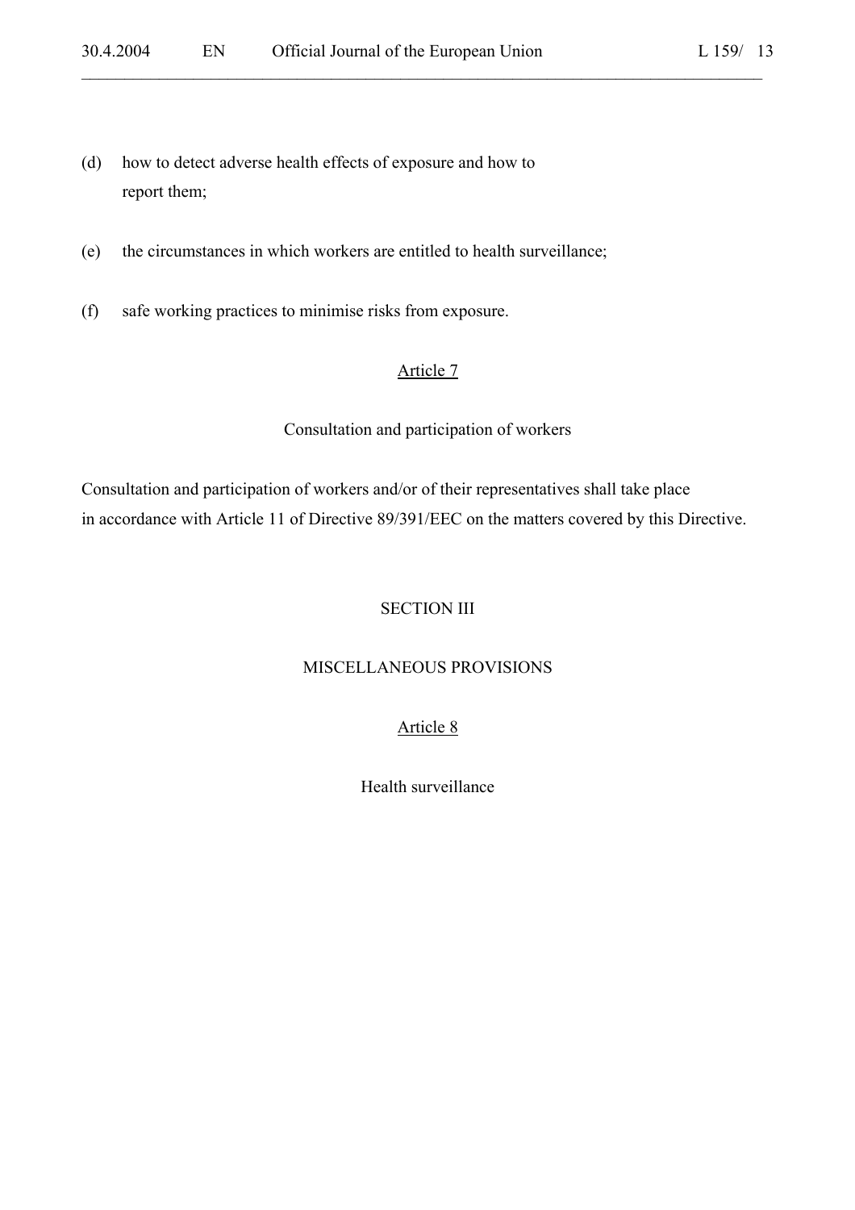(d) how to detect adverse health effects of exposure and how to report them;

(e) the circumstances in which workers are entitled to health surveillance;

(f) safe working practices to minimise risks from exposure.

### Article 7

### Consultation and participation of workers

Consultation and participation of workers and/or of their representatives shall take place in accordance with Article 11 of Directive 89/391/EEC on the matters covered by this Directive.

## SECTION III

## MISCELLANEOUS PROVISIONS

### Article 8

### Health surveillance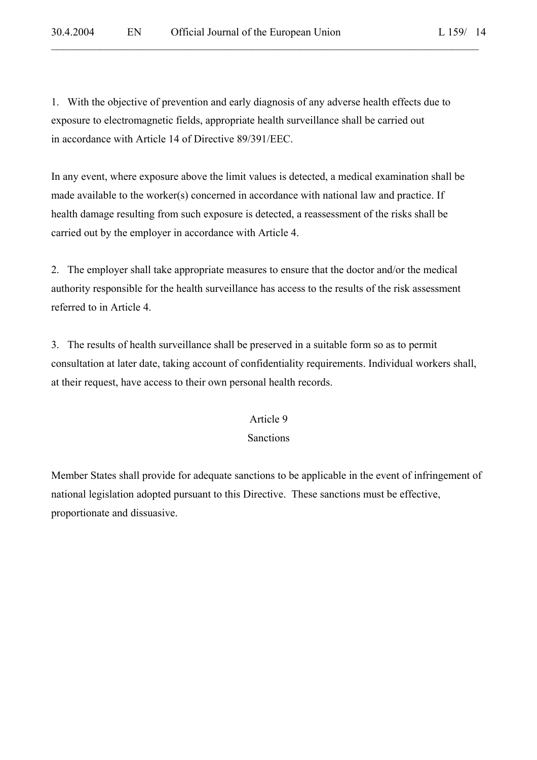1. With the objective of prevention and early diagnosis of any adverse health effects due to exposure to electromagnetic fields, appropriate health surveillance shall be carried out in accordance with Article 14 of Directive 89/391/EEC.

In any event, where exposure above the limit values is detected, a medical examination shall be made available to the worker(s) concerned in accordance with national law and practice. If health damage resulting from such exposure is detected, a reassessment of the risks shall be carried out by the employer in accordance with Article 4.

2. The employer shall take appropriate measures to ensure that the doctor and/or the medical authority responsible for the health surveillance has access to the results of the risk assessment referred to in Article 4.

3. The results of health surveillance shall be preserved in a suitable form so as to permit consultation at later date, taking account of confidentiality requirements. Individual workers shall, at their request, have access to their own personal health records.

## Article 9
## Sanctions

Member States shall provide for adequate sanctions to be applicable in the event of infringement of national legislation adopted pursuant to this Directive. These sanctions must be effective, proportionate and dissuasive.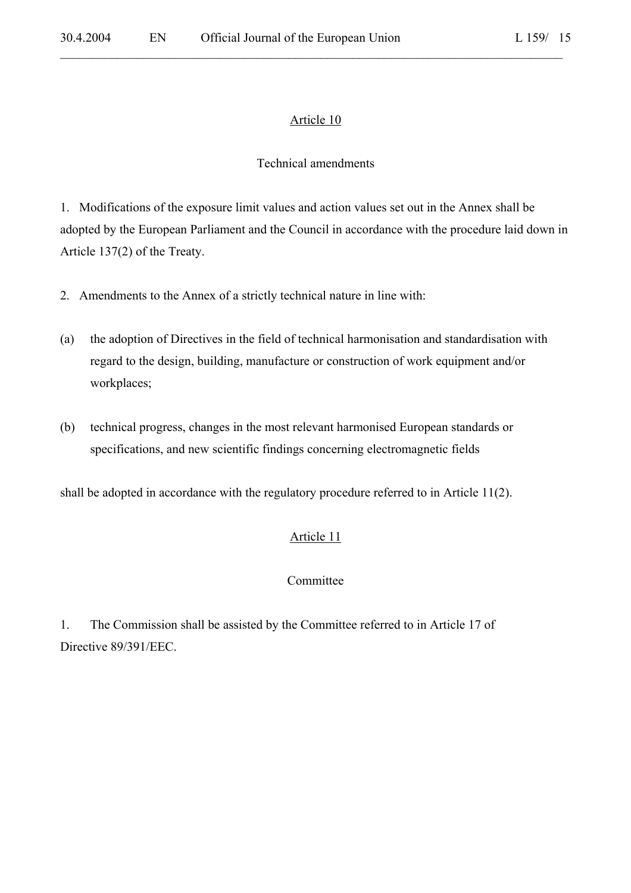## Article 10

### Technical amendments

1. Modifications of the exposure limit values and action values set out in the Annex shall be adopted by the European Parliament and the Council in accordance with the procedure laid down in Article 137(2) of the Treaty.

2. Amendments to the Annex of a strictly technical nature in line with:

(a) the adoption of Directives in the field of technical harmonisation and standardisation with regard to the design, building, manufacture or construction of work equipment and/or workplaces;

(b) technical progress, changes in the most relevant harmonised European standards or specifications, and new scientific findings concerning electromagnetic fields

shall be adopted in accordance with the regulatory procedure referred to in Article 11(2).

## Article 11

### Committee

1. The Commission shall be assisted by the Committee referred to in Article 17 of Directive 89/391/EEC.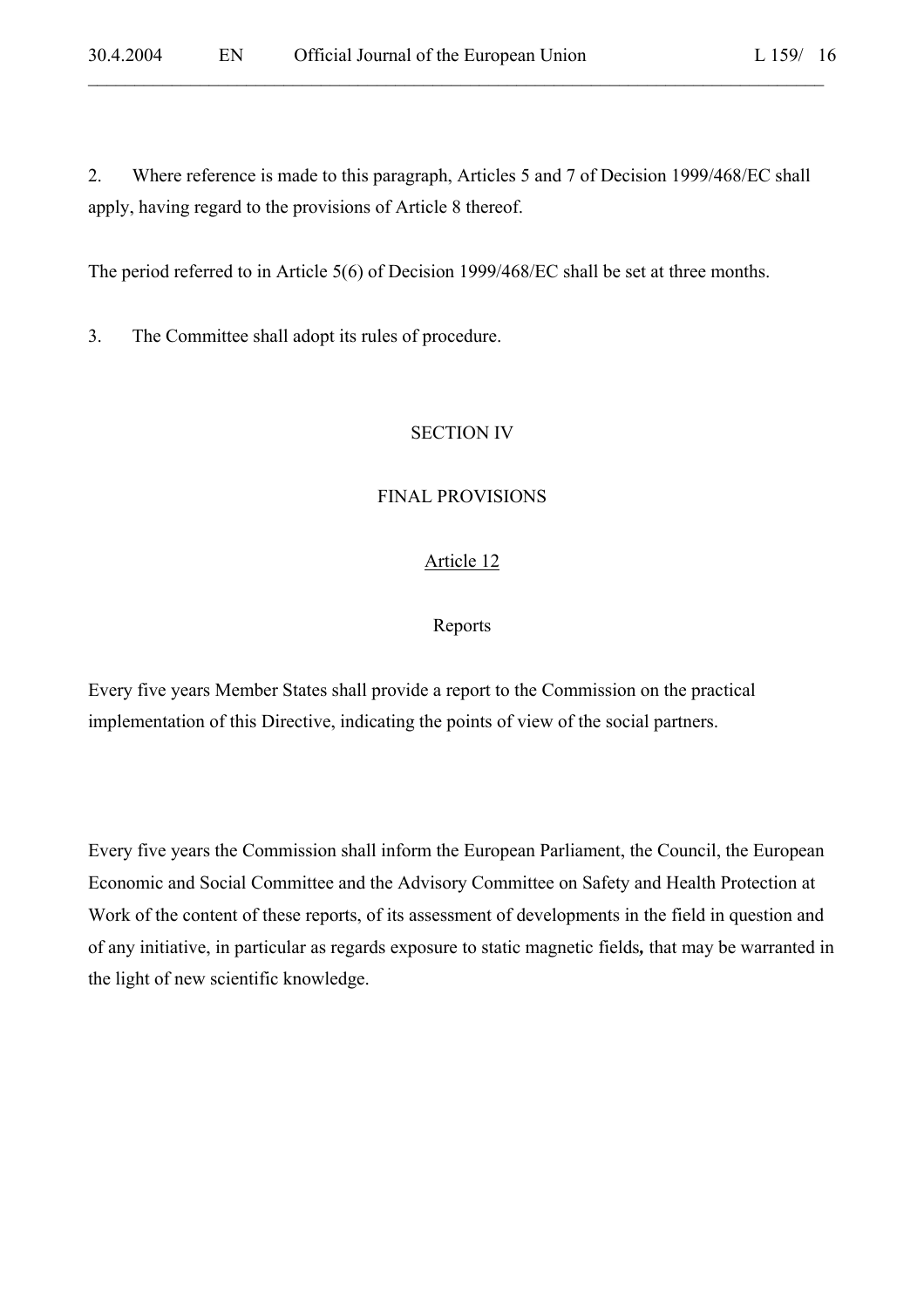2. Where reference is made to this paragraph, Articles 5 and 7 of Decision 1999/468/EC shall apply, having regard to the provisions of Article 8 thereof.

The period referred to in Article 5(6) of Decision 1999/468/EC shall be set at three months.

3. The Committee shall adopt its rules of procedure.

## SECTION IV

## FINAL PROVISIONS

### Article 12

### Reports

Every five years Member States shall provide a report to the Commission on the practical implementation of this Directive, indicating the points of view of the social partners.

Every five years the Commission shall inform the European Parliament, the Council, the European Economic and Social Committee and the Advisory Committee on Safety and Health Protection at Work of the content of these reports, of its assessment of developments in the field in question and of any initiative, in particular as regards exposure to static magnetic fields**,** that may be warranted in the light of new scientific knowledge.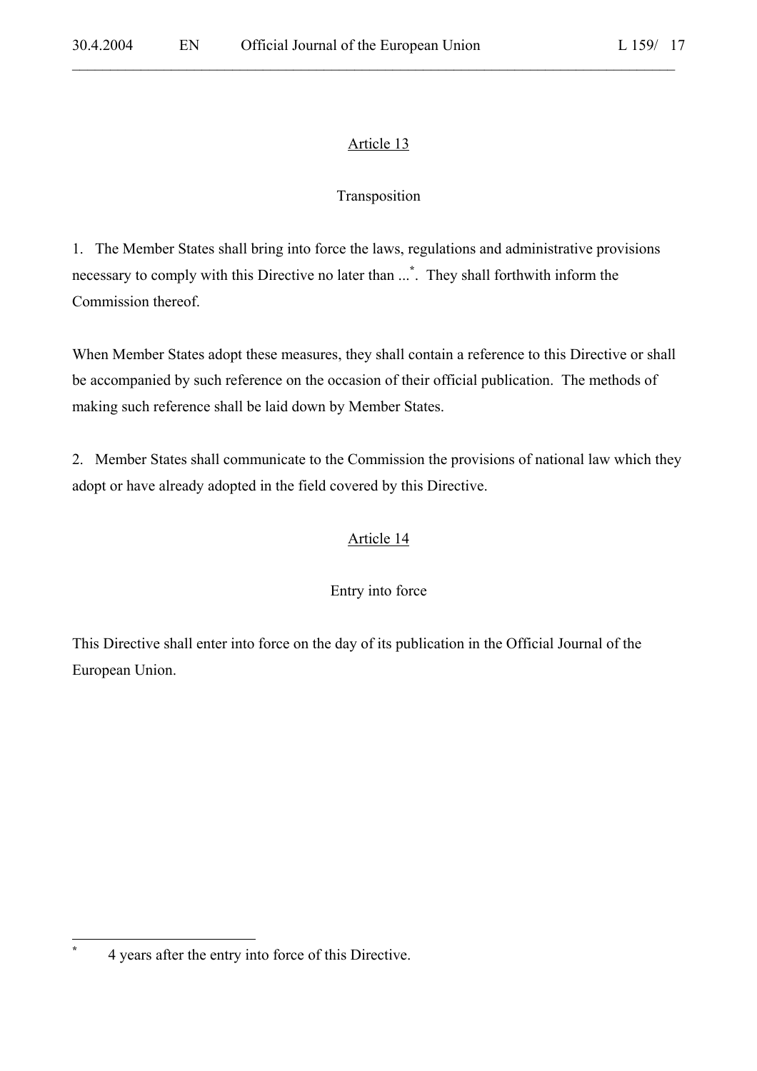## Article 13

### Transposition

1. The Member States shall bring into force the laws, regulations and administrative provisions necessary to comply with this Directive no later than ...*. They shall forthwith inform the Commission thereof.

When Member States adopt these measures, they shall contain a reference to this Directive or shall be accompanied by such reference on the occasion of their official publication. The methods of making such reference shall be laid down by Member States.

2. Member States shall communicate to the Commission the provisions of national law which they adopt or have already adopted in the field covered by this Directive.

## Article 14

### Entry into force

This Directive shall enter into force on the day of its publication in the Official Journal of the European Union.

---

* 4 years after the entry into force of this Directive.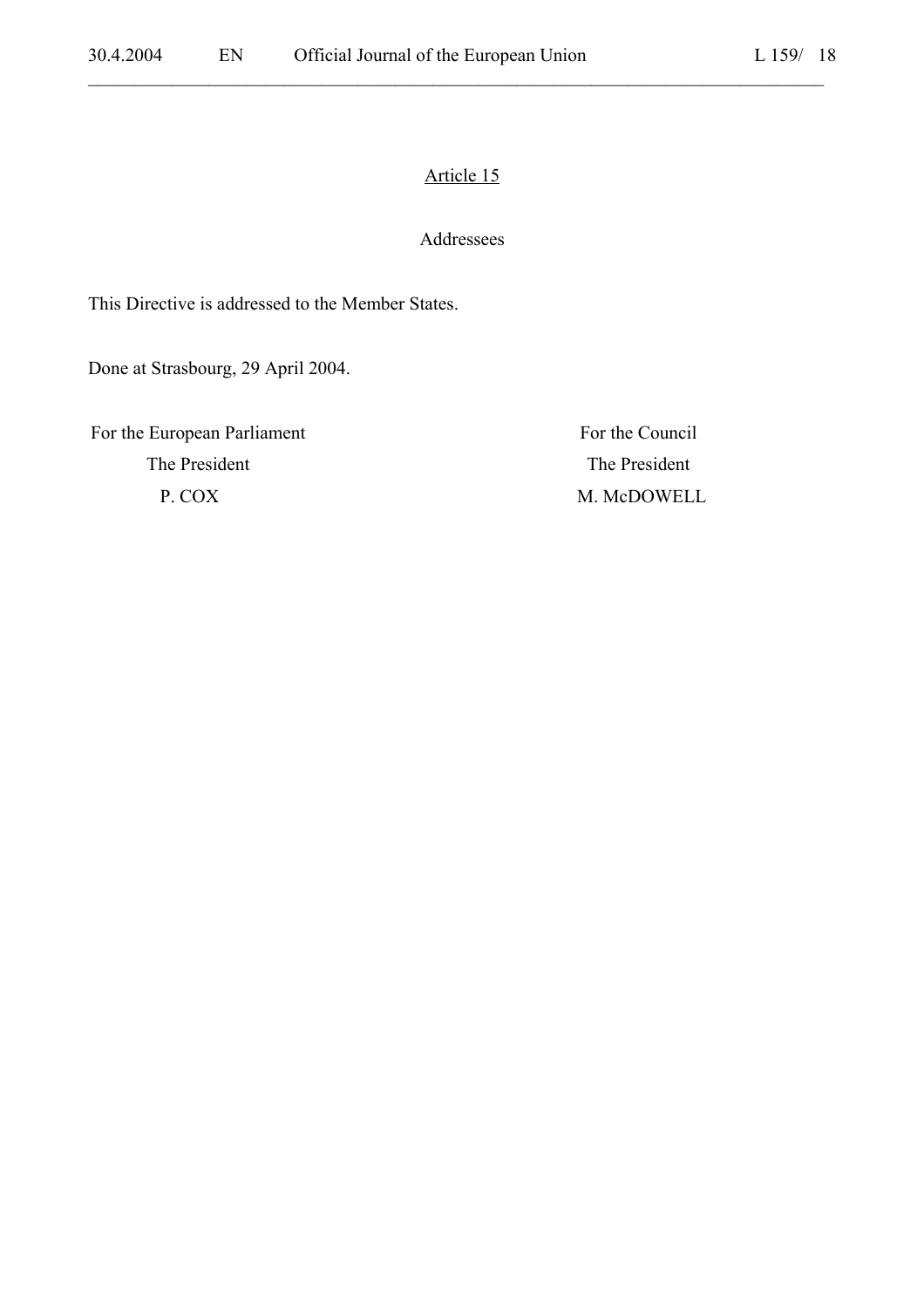## Article 15

### Addressees

This Directive is addressed to the Member States.

Done at Strasbourg, 29 April 2004.

| For the European Parliament | For the Council |
| --- | --- |
| The President | The President |
| P. COX | M. McDOWELL |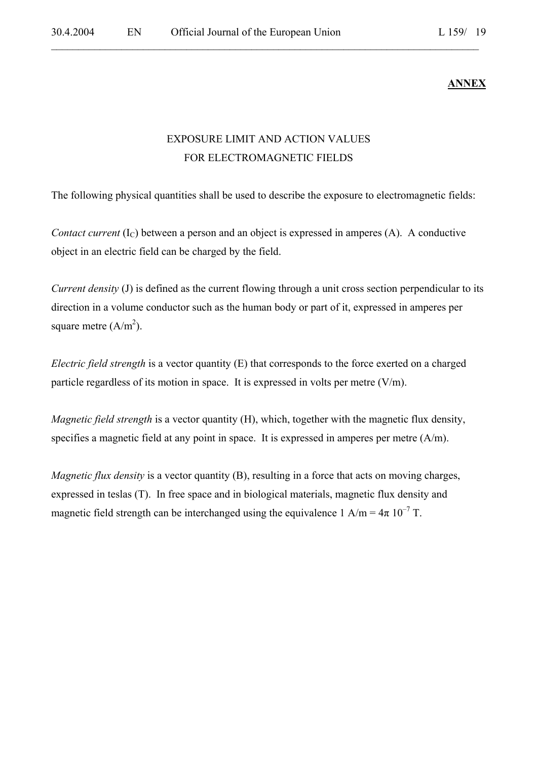**ANNEX**

# EXPOSURE LIMIT AND ACTION VALUES FOR ELECTROMAGNETIC FIELDS

The following physical quantities shall be used to describe the exposure to electromagnetic fields:

*Contact current* ($I_C$) between a person and an object is expressed in amperes (A). A conductive object in an electric field can be charged by the field.

*Current density* (J) is defined as the current flowing through a unit cross section perpendicular to its direction in a volume conductor such as the human body or part of it, expressed in amperes per square metre ($A/m^2$).

*Electric field strength* is a vector quantity (E) that corresponds to the force exerted on a charged particle regardless of its motion in space. It is expressed in volts per metre (V/m).

*Magnetic field strength* is a vector quantity (H), which, together with the magnetic flux density, specifies a magnetic field at any point in space. It is expressed in amperes per metre (A/m).

*Magnetic flux density* is a vector quantity (B), resulting in a force that acts on moving charges, expressed in teslas (T). In free space and in biological materials, magnetic flux density and magnetic field strength can be interchanged using the equivalence $1\ A/m = 4\pi\ 10^{-7}\ T$.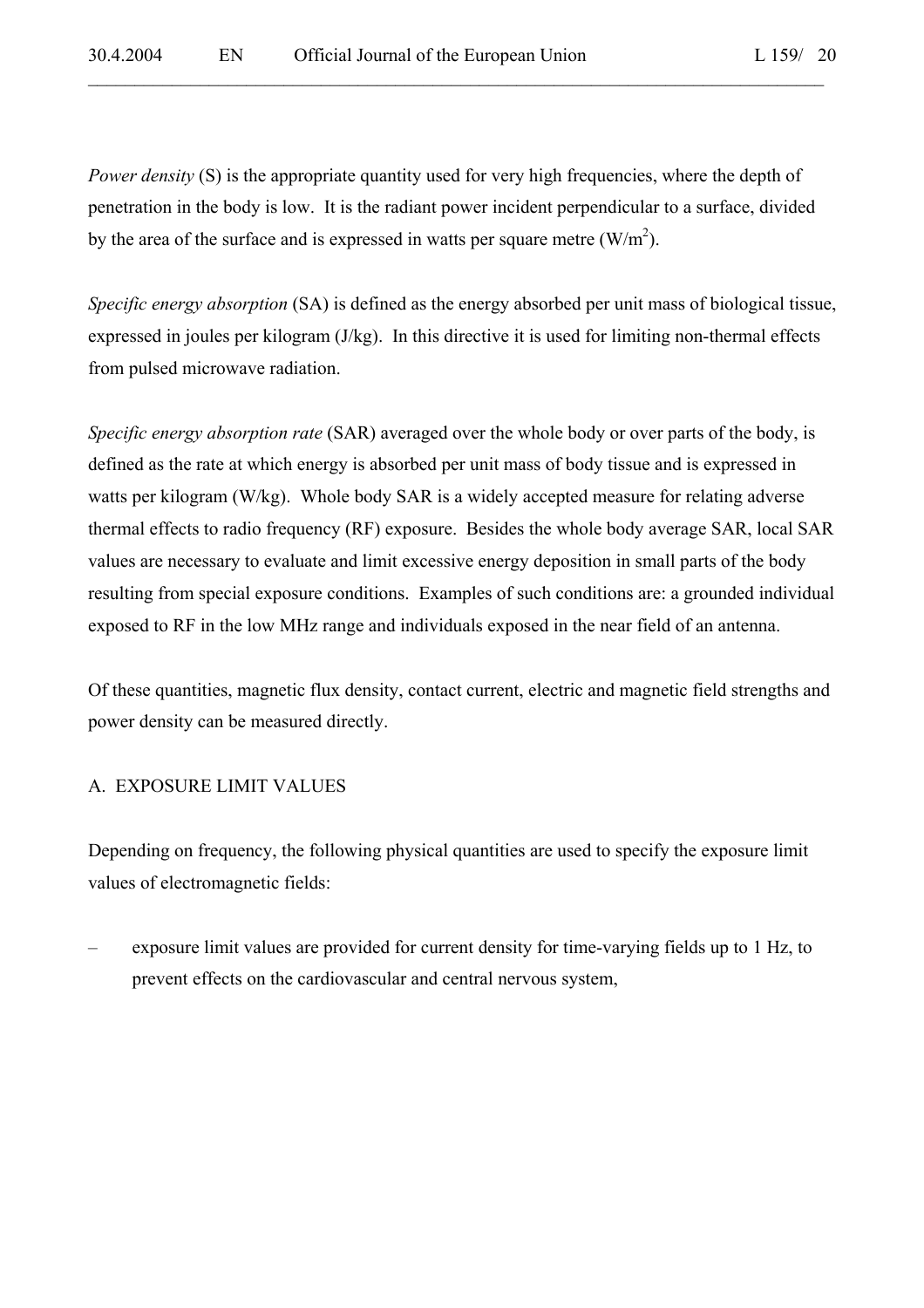*Power density* (S) is the appropriate quantity used for very high frequencies, where the depth of penetration in the body is low. It is the radiant power incident perpendicular to a surface, divided by the area of the surface and is expressed in watts per square metre ($W/m^2$).

*Specific energy absorption* (SA) is defined as the energy absorbed per unit mass of biological tissue, expressed in joules per kilogram (J/kg). In this directive it is used for limiting non-thermal effects from pulsed microwave radiation.

*Specific energy absorption rate* (SAR) averaged over the whole body or over parts of the body, is defined as the rate at which energy is absorbed per unit mass of body tissue and is expressed in watts per kilogram (W/kg). Whole body SAR is a widely accepted measure for relating adverse thermal effects to radio frequency (RF) exposure. Besides the whole body average SAR, local SAR values are necessary to evaluate and limit excessive energy deposition in small parts of the body resulting from special exposure conditions. Examples of such conditions are: a grounded individual exposed to RF in the low MHz range and individuals exposed in the near field of an antenna.

Of these quantities, magnetic flux density, contact current, electric and magnetic field strengths and power density can be measured directly.

## A. EXPOSURE LIMIT VALUES

Depending on frequency, the following physical quantities are used to specify the exposure limit values of electromagnetic fields:

– exposure limit values are provided for current density for time-varying fields up to 1 Hz, to prevent effects on the cardiovascular and central nervous system,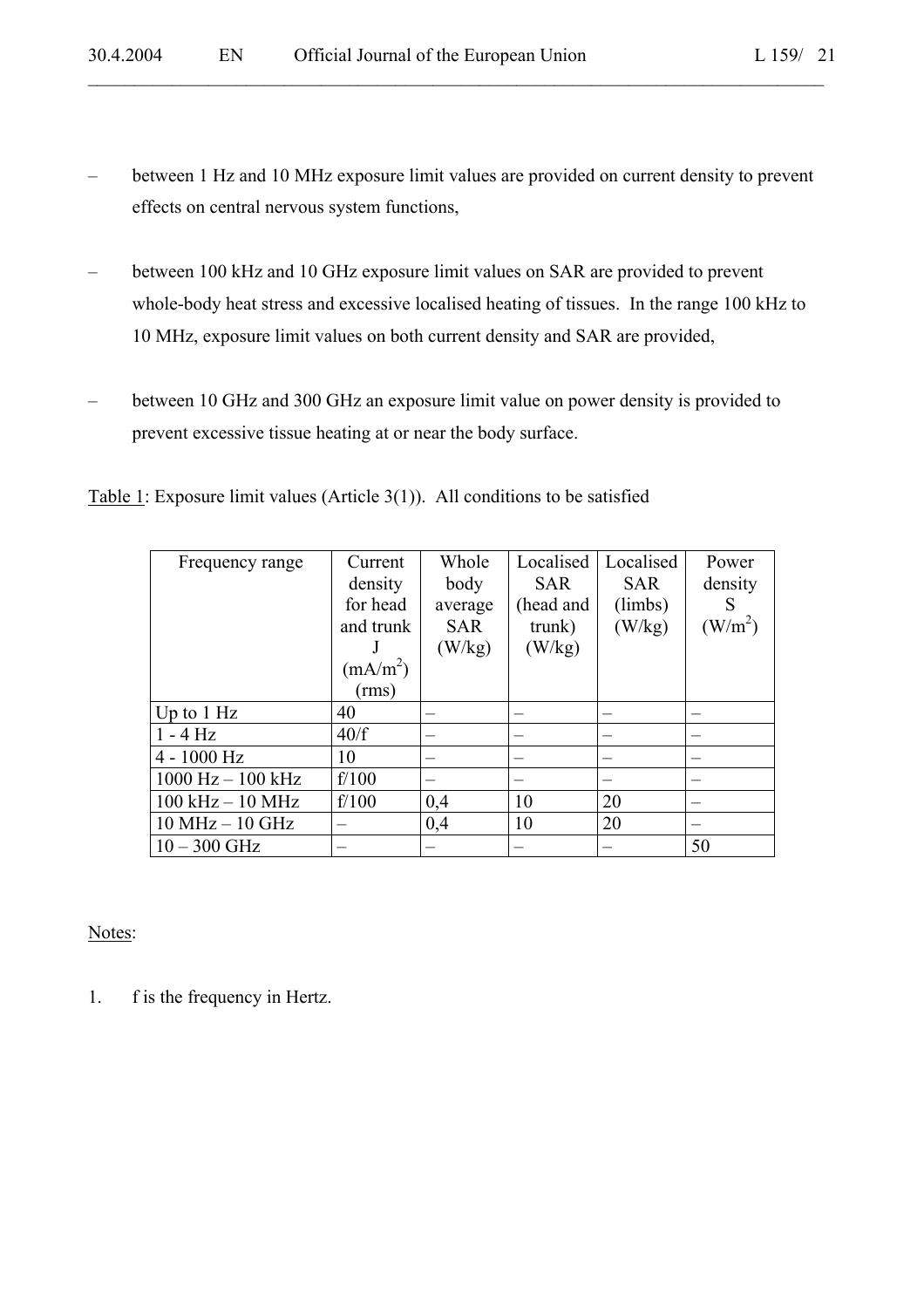– between 1 Hz and 10 MHz exposure limit values are provided on current density to prevent effects on central nervous system functions,

– between 100 kHz and 10 GHz exposure limit values on SAR are provided to prevent whole-body heat stress and excessive localised heating of tissues. In the range 100 kHz to 10 MHz, exposure limit values on both current density and SAR are provided,

– between 10 GHz and 300 GHz an exposure limit value on power density is provided to prevent excessive tissue heating at or near the body surface.

Table 1: Exposure limit values (Article 3(1)). All conditions to be satisfied

| Frequency range | Current density for head and trunk J ($mA/m^2$) (rms) | Whole body average SAR (W/kg) | Localised SAR (head and trunk) (W/kg) | Localised SAR (limbs) (W/kg) | Power density S ($W/m^2$) |
|---|---|---|---|---|---|
| Up to 1 Hz | 40 | – | – | – | – |
| 1 - 4 Hz | 40/f | – | – | – | – |
| 4 - 1000 Hz | 10 | – | – | – | – |
| 1000 Hz – 100 kHz | f/100 | – | – | – | – |
| 100 kHz – 10 MHz | f/100 | 0,4 | 10 | 20 | – |
| 10 MHz – 10 GHz | – | 0,4 | 10 | 20 | – |
| 10 – 300 GHz | – | – | – | – | 50 |

Notes:

1. f is the frequency in Hertz.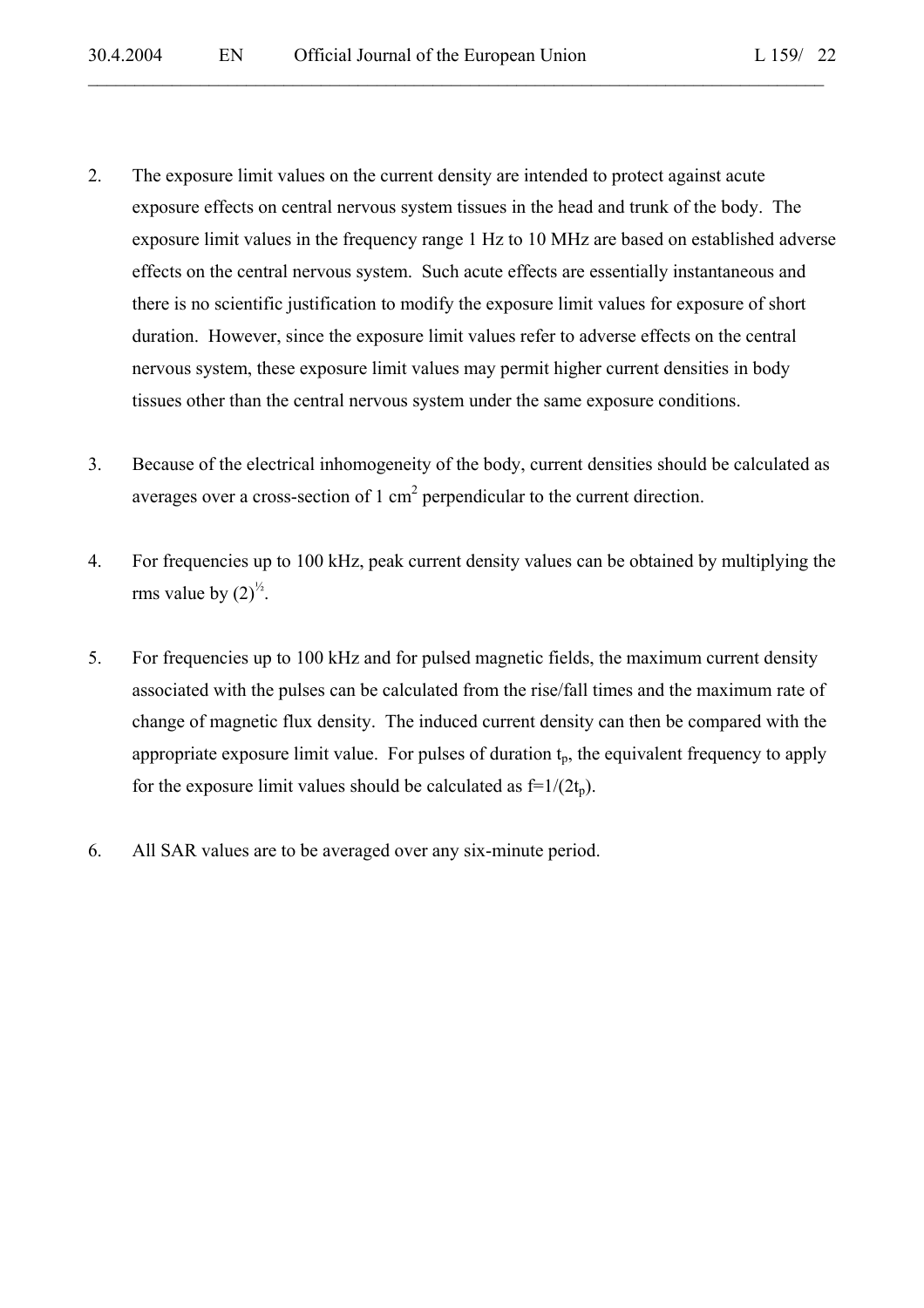2. The exposure limit values on the current density are intended to protect against acute exposure effects on central nervous system tissues in the head and trunk of the body. The exposure limit values in the frequency range 1 Hz to 10 MHz are based on established adverse effects on the central nervous system. Such acute effects are essentially instantaneous and there is no scientific justification to modify the exposure limit values for exposure of short duration. However, since the exposure limit values refer to adverse effects on the central nervous system, these exposure limit values may permit higher current densities in body tissues other than the central nervous system under the same exposure conditions.

3. Because of the electrical inhomogeneity of the body, current densities should be calculated as averages over a cross-section of 1 $cm^2$ perpendicular to the current direction.

4. For frequencies up to 100 kHz, peak current density values can be obtained by multiplying the rms value by $(2)^{½}$.

5. For frequencies up to 100 kHz and for pulsed magnetic fields, the maximum current density associated with the pulses can be calculated from the rise/fall times and the maximum rate of change of magnetic flux density. The induced current density can then be compared with the appropriate exposure limit value. For pulses of duration $t_p$, the equivalent frequency to apply for the exposure limit values should be calculated as $f=1/(2t_p)$.

6. All SAR values are to be averaged over any six-minute period.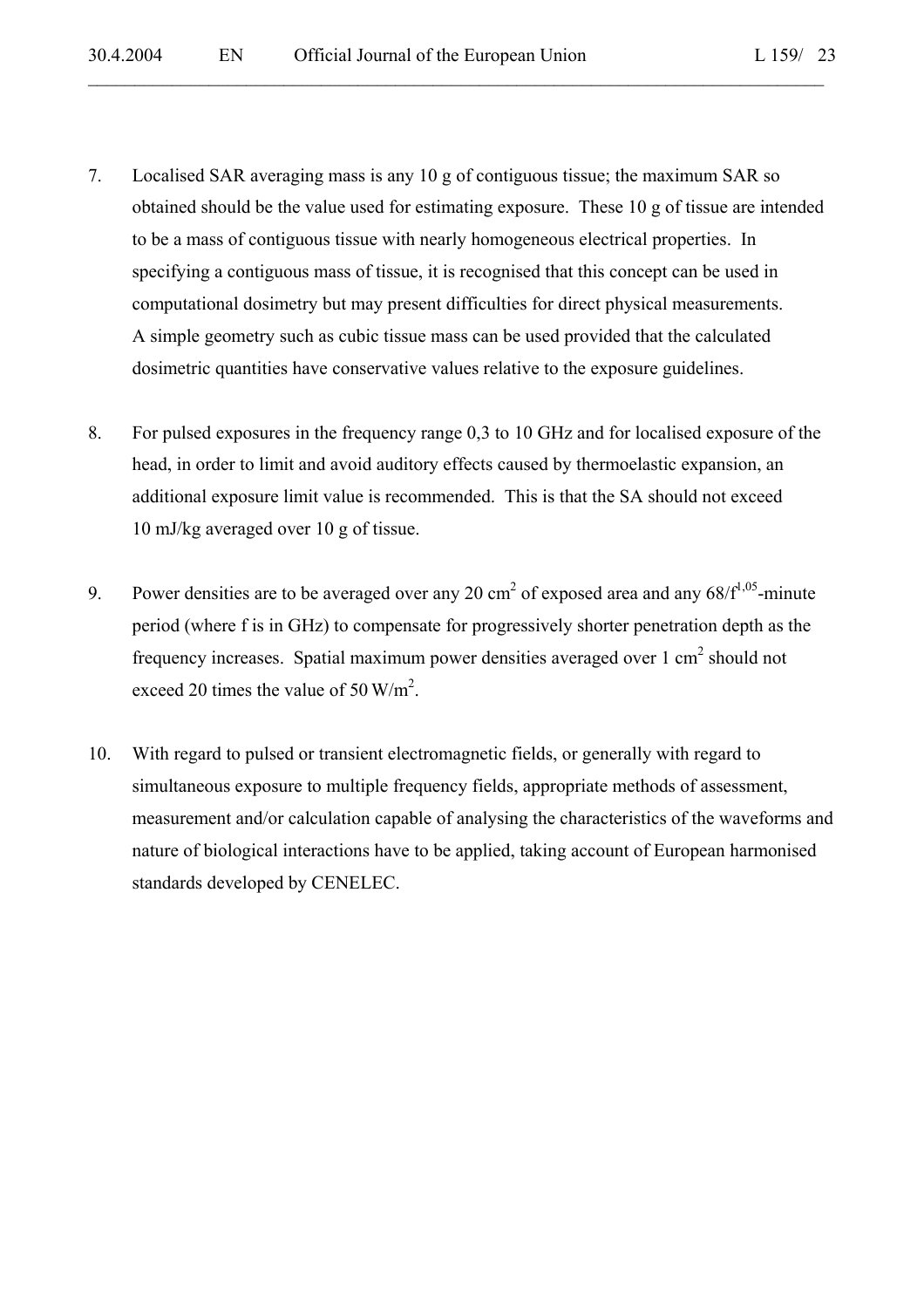7. Localised SAR averaging mass is any 10 g of contiguous tissue; the maximum SAR so obtained should be the value used for estimating exposure. These 10 g of tissue are intended to be a mass of contiguous tissue with nearly homogeneous electrical properties. In specifying a contiguous mass of tissue, it is recognised that this concept can be used in computational dosimetry but may present difficulties for direct physical measurements. A simple geometry such as cubic tissue mass can be used provided that the calculated dosimetric quantities have conservative values relative to the exposure guidelines.

8. For pulsed exposures in the frequency range 0,3 to 10 GHz and for localised exposure of the head, in order to limit and avoid auditory effects caused by thermoelastic expansion, an additional exposure limit value is recommended. This is that the SA should not exceed 10 mJ/kg averaged over 10 g of tissue.

9. Power densities are to be averaged over any 20 $cm^2$ of exposed area and any $68/f^{1,05}$-minute period (where f is in GHz) to compensate for progressively shorter penetration depth as the frequency increases. Spatial maximum power densities averaged over 1 $cm^2$ should not exceed 20 times the value of 50 $W/m^2$.

10. With regard to pulsed or transient electromagnetic fields, or generally with regard to simultaneous exposure to multiple frequency fields, appropriate methods of assessment, measurement and/or calculation capable of analysing the characteristics of the waveforms and nature of biological interactions have to be applied, taking account of European harmonised standards developed by CENELEC.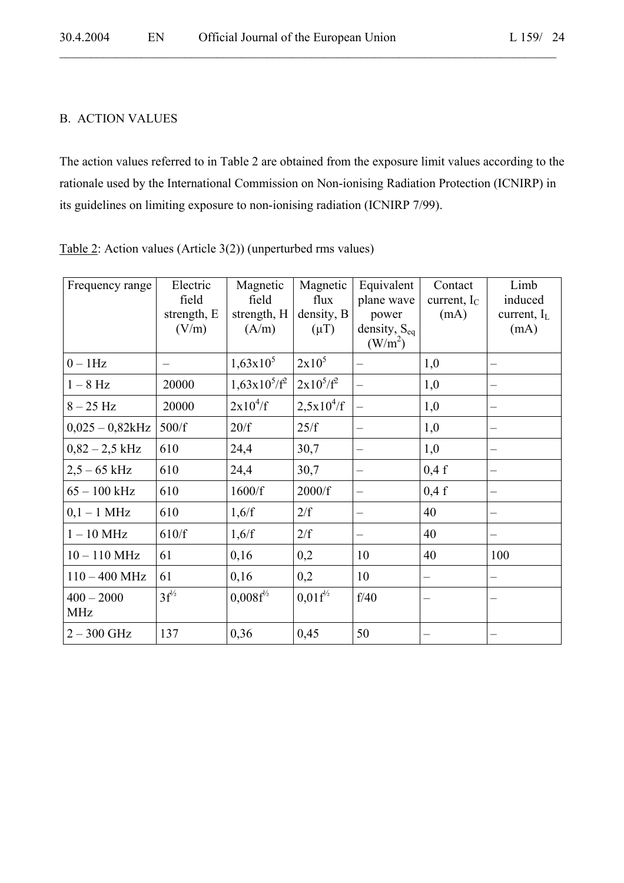## B. ACTION VALUES

The action values referred to in Table 2 are obtained from the exposure limit values according to the rationale used by the International Commission on Non-ionising Radiation Protection (ICNIRP) in its guidelines on limiting exposure to non-ionising radiation (ICNIRP 7/99).

Table 2: Action values (Article 3(2)) (unperturbed rms values)

| Frequency range | Electric field strength, E (V/m) | Magnetic field strength, H (A/m) | Magnetic flux density, B (μT) | Equivalent plane wave power density, $S_{eq}$ ($W/m^2$) | Contact current, $I_C$ (mA) | Limb induced current, $I_L$ (mA) |
|---|---|---|---|---|---|---|
| 0 – 1Hz | – | $1,63 x 10^5$ | $2 x 10^5$ | – | 1,0 | – |
| 1 – 8 Hz | 20000 | $1,63 x 10^5/f^2$ | $2 x 10^5/f^2$ | – | 1,0 | – |
| 8 – 25 Hz | 20000 | $2 x 10^4/f$ | $2,5 x 10^4/f$ | – | 1,0 | – |
| 0,025 – 0,82kHz | 500/f | 20/f | 25/f | – | 1,0 | – |
| 0,82 – 2,5 kHz | 610 | 24,4 | 30,7 | – | 1,0 | – |
| 2,5 – 65 kHz | 610 | 24,4 | 30,7 | – | 0,4 f | – |
| 65 – 100 kHz | 610 | 1600/f | 2000/f | – | 0,4 f | – |
| 0,1 – 1 MHz | 610 | 1,6/f | 2/f | – | 40 | – |
| 1 – 10 MHz | 610/f | 1,6/f | 2/f | – | 40 | – |
| 10 – 110 MHz | 61 | 0,16 | 0,2 | 10 | 40 | 100 |
| 110 – 400 MHz | 61 | 0,16 | 0,2 | 10 | – | – |
| 400 – 2000 MHz | $3f^{½}$ | $0,008f^{½}$ | $0,01f^{½}$ | f/40 | – | – |
| 2 – 300 GHz | 137 | 0,36 | 0,45 | 50 | – | – |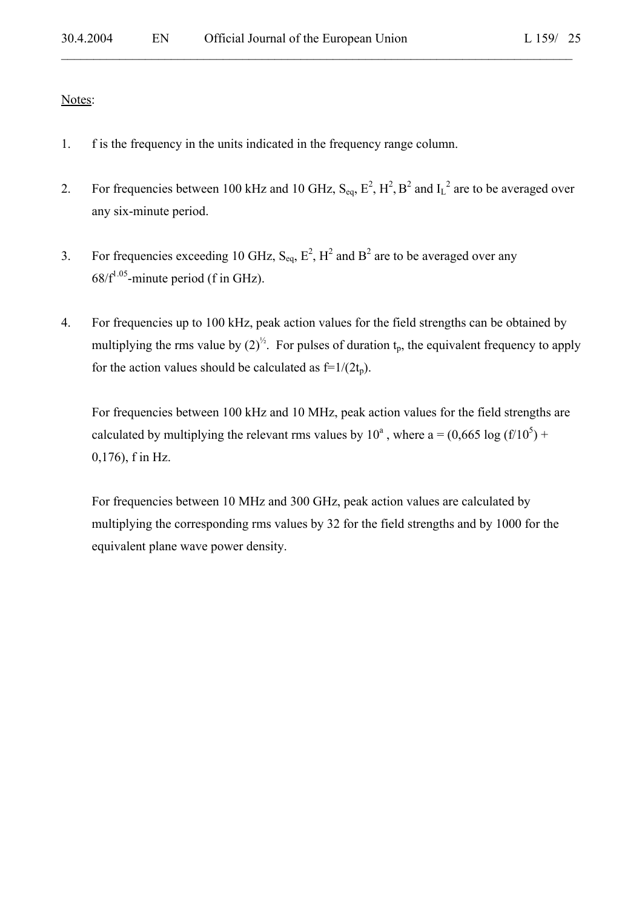Notes:

1. f is the frequency in the units indicated in the frequency range column.

2. For frequencies between 100 kHz and 10 GHz, $S_{eq}$, $E^2$, $H^2$, $B^2$ and $I_L^2$ are to be averaged over any six-minute period.

3. For frequencies exceeding 10 GHz, $S_{eq}$, $E^2$, $H^2$ and $B^2$ are to be averaged over any $68/f^{1.05}$-minute period (f in GHz).

4. For frequencies up to 100 kHz, peak action values for the field strengths can be obtained by multiplying the rms value by $(2)^{½}$. For pulses of duration $t_p$, the equivalent frequency to apply for the action values should be calculated as $f=1/(2t_p)$.

   For frequencies between 100 kHz and 10 MHz, peak action values for the field strengths are calculated by multiplying the relevant rms values by $10^a$ , where $a = (0,665 \log (f/10^5) + 0,176)$, f in Hz.

   For frequencies between 10 MHz and 300 GHz, peak action values are calculated by multiplying the corresponding rms values by 32 for the field strengths and by 1000 for the equivalent plane wave power density.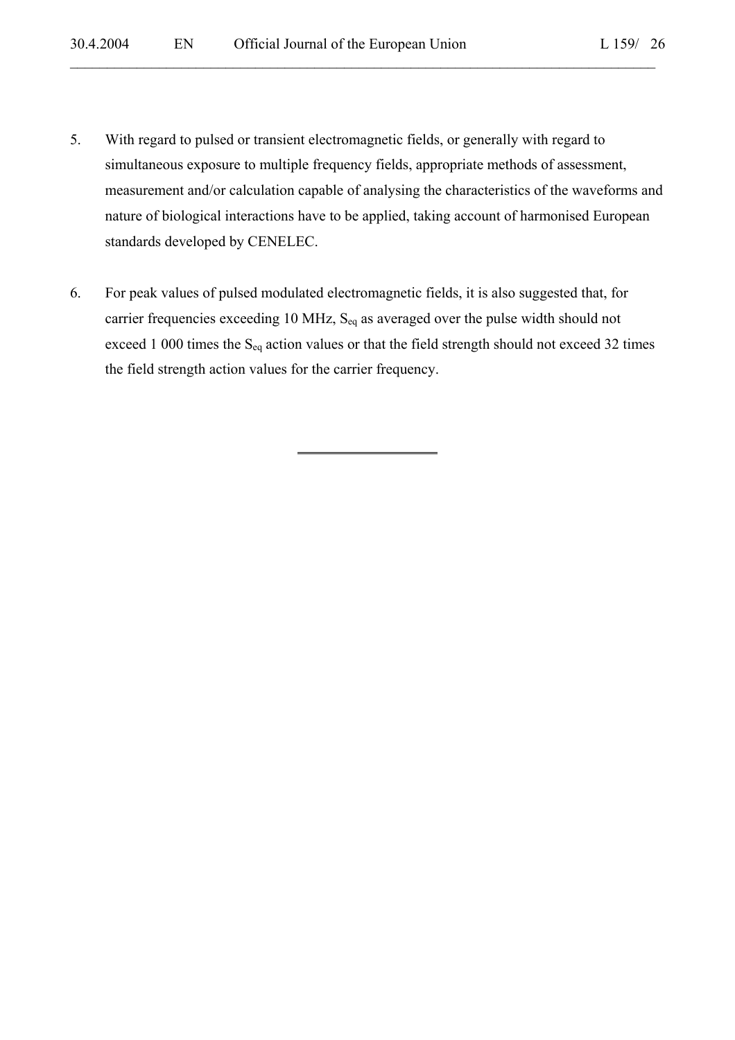5. With regard to pulsed or transient electromagnetic fields, or generally with regard to simultaneous exposure to multiple frequency fields, appropriate methods of assessment, measurement and/or calculation capable of analysing the characteristics of the waveforms and nature of biological interactions have to be applied, taking account of harmonised European standards developed by CENELEC.

6. For peak values of pulsed modulated electromagnetic fields, it is also suggested that, for carrier frequencies exceeding 10 MHz, $S_{eq}$ as averaged over the pulse width should not exceed 1 000 times the $S_{eq}$ action values or that the field strength should not exceed 32 times the field strength action values for the carrier frequency.